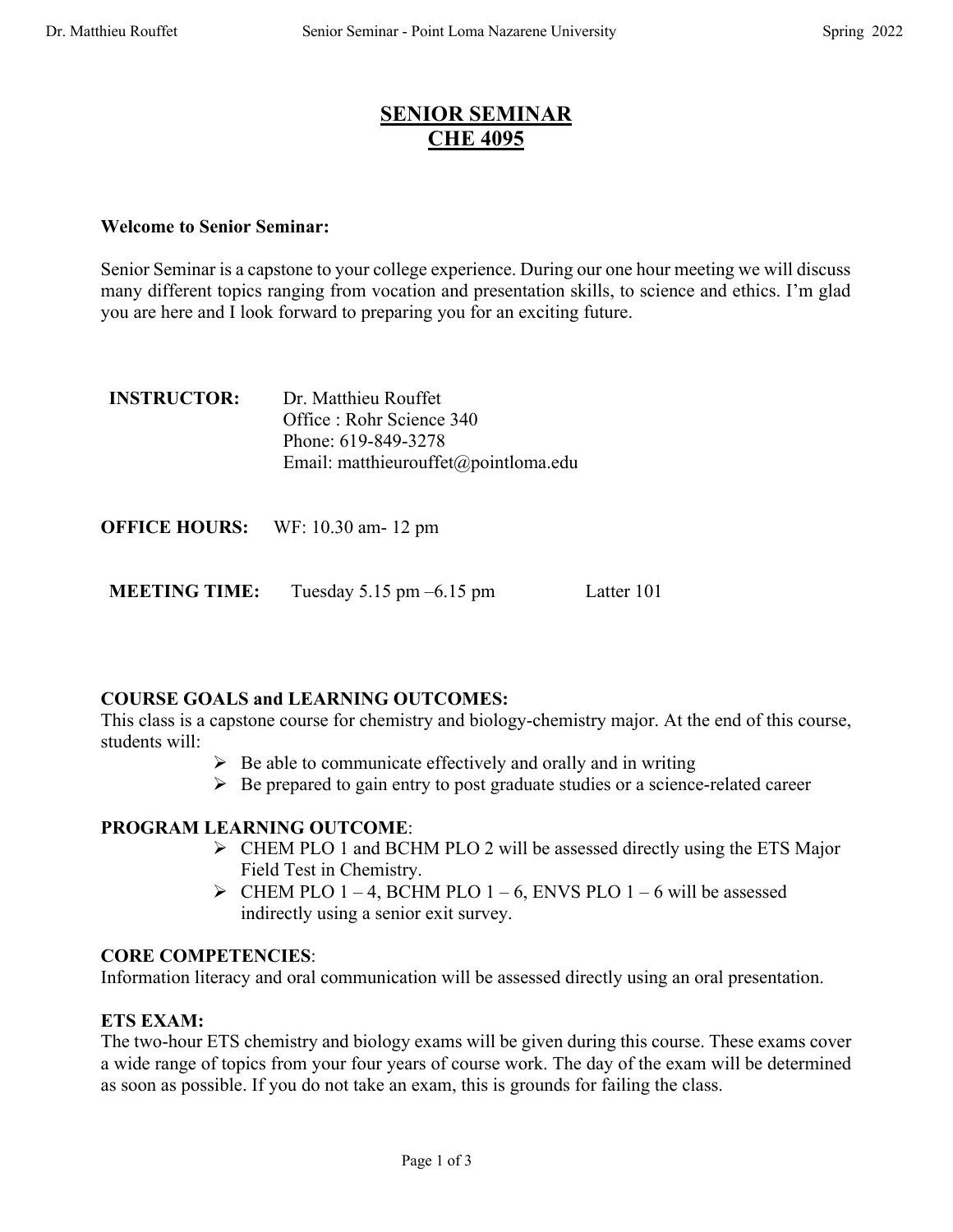# SENIOR SEMINAR
# CHE 4095

**Welcome to Senior Seminar:**

Senior Seminar is a capstone to your college experience. During our one hour meeting we will discuss many different topics ranging from vocation and presentation skills, to science and ethics. I'm glad you are here and I look forward to preparing you for an exciting future.

**INSTRUCTOR:** Dr. Matthieu Rouffet
Office : Rohr Science 340
Phone: 619-849-3278
Email: matthieurouffet@pointloma.edu

**OFFICE HOURS:** WF: 10.30 am- 12 pm

**MEETING TIME:** Tuesday 5.15 pm –6.15 pm Latter 101

**COURSE GOALS and LEARNING OUTCOMES:**
This class is a capstone course for chemistry and biology-chemistry major. At the end of this course, students will:

- Be able to communicate effectively and orally and in writing
- Be prepared to gain entry to post graduate studies or a science-related career

**PROGRAM LEARNING OUTCOME**:

- CHEM PLO 1 and BCHM PLO 2 will be assessed directly using the ETS Major Field Test in Chemistry.
- CHEM PLO 1 – 4, BCHM PLO 1 – 6, ENVS PLO 1 – 6 will be assessed indirectly using a senior exit survey.

**CORE COMPETENCIES**:
Information literacy and oral communication will be assessed directly using an oral presentation.

**ETS EXAM:**
The two-hour ETS chemistry and biology exams will be given during this course. These exams cover a wide range of topics from your four years of course work. The day of the exam will be determined as soon as possible. If you do not take an exam, this is grounds for failing the class.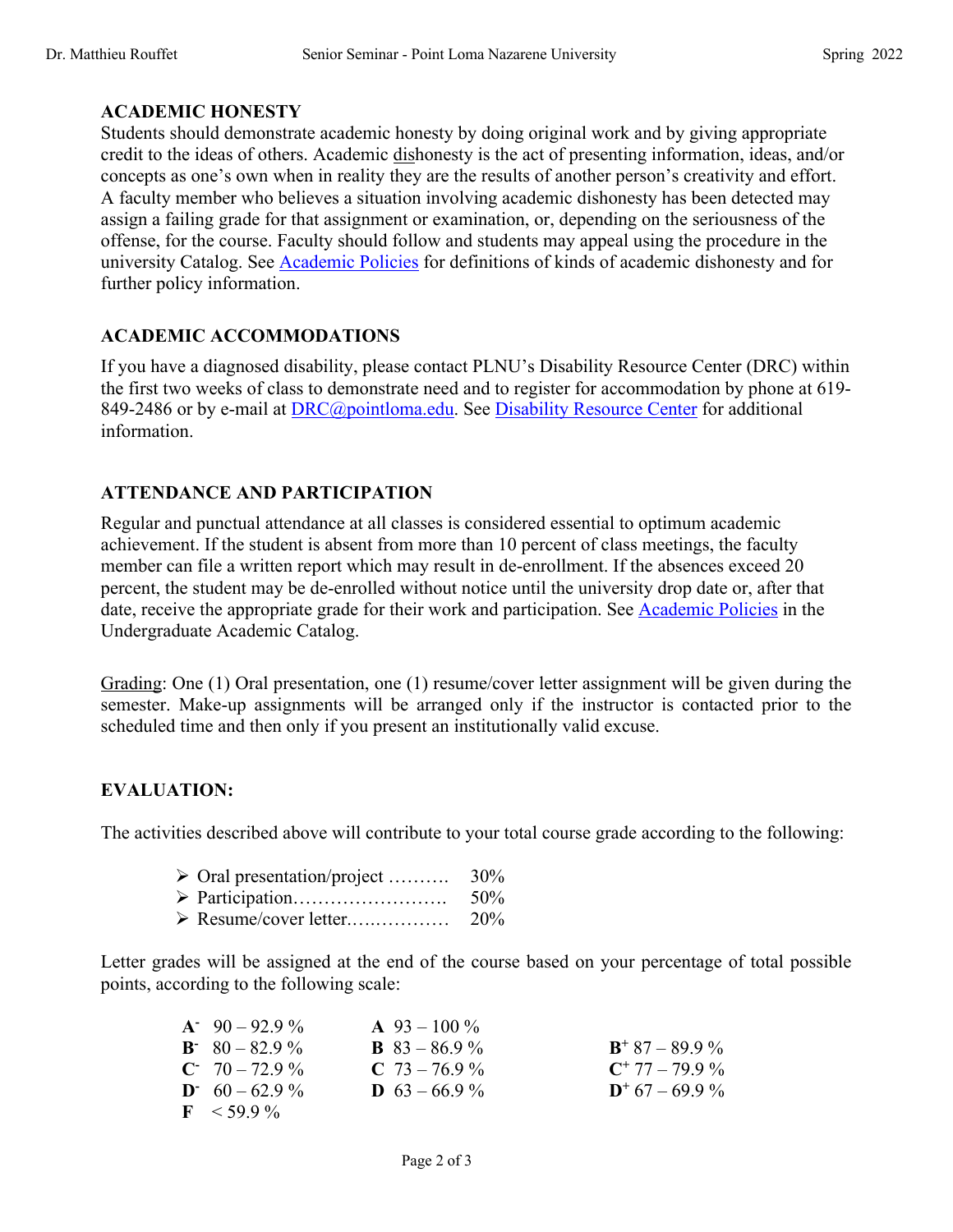## ACADEMIC HONESTY

Students should demonstrate academic honesty by doing original work and by giving appropriate credit to the ideas of others. Academic dishonesty is the act of presenting information, ideas, and/or concepts as one's own when in reality they are the results of another person's creativity and effort. A faculty member who believes a situation involving academic dishonesty has been detected may assign a failing grade for that assignment or examination, or, depending on the seriousness of the offense, for the course. Faculty should follow and students may appeal using the procedure in the university Catalog. See Academic Policies for definitions of kinds of academic dishonesty and for further policy information.

## ACADEMIC ACCOMMODATIONS

If you have a diagnosed disability, please contact PLNU's Disability Resource Center (DRC) within the first two weeks of class to demonstrate need and to register for accommodation by phone at 619-849-2486 or by e-mail at DRC@pointloma.edu. See Disability Resource Center for additional information.

## ATTENDANCE AND PARTICIPATION

Regular and punctual attendance at all classes is considered essential to optimum academic achievement. If the student is absent from more than 10 percent of class meetings, the faculty member can file a written report which may result in de-enrollment. If the absences exceed 20 percent, the student may be de-enrolled without notice until the university drop date or, after that date, receive the appropriate grade for their work and participation. See Academic Policies in the Undergraduate Academic Catalog.

Grading: One (1) Oral presentation, one (1) resume/cover letter assignment will be given during the semester. Make-up assignments will be arranged only if the instructor is contacted prior to the scheduled time and then only if you present an institutionally valid excuse.

## EVALUATION:

The activities described above will contribute to your total course grade according to the following:

- Oral presentation/project ………. 30%
- Participation……………………. 50%
- Resume/cover letter.….………… 20%

Letter grades will be assigned at the end of the course based on your percentage of total possible points, according to the following scale:

| | | |
|---|---|---|
| **A-** 90 – 92.9 % | **A** 93 – 100 % | |
| **B-** 80 – 82.9 % | **B** 83 – 86.9 % | **B+** 87 – 89.9 % |
| **C-** 70 – 72.9 % | **C** 73 – 76.9 % | **C+** 77 – 79.9 % |
| **D-** 60 – 62.9 % | **D** 63 – 66.9 % | **D+** 67 – 69.9 % |
| **F** < 59.9 % | | |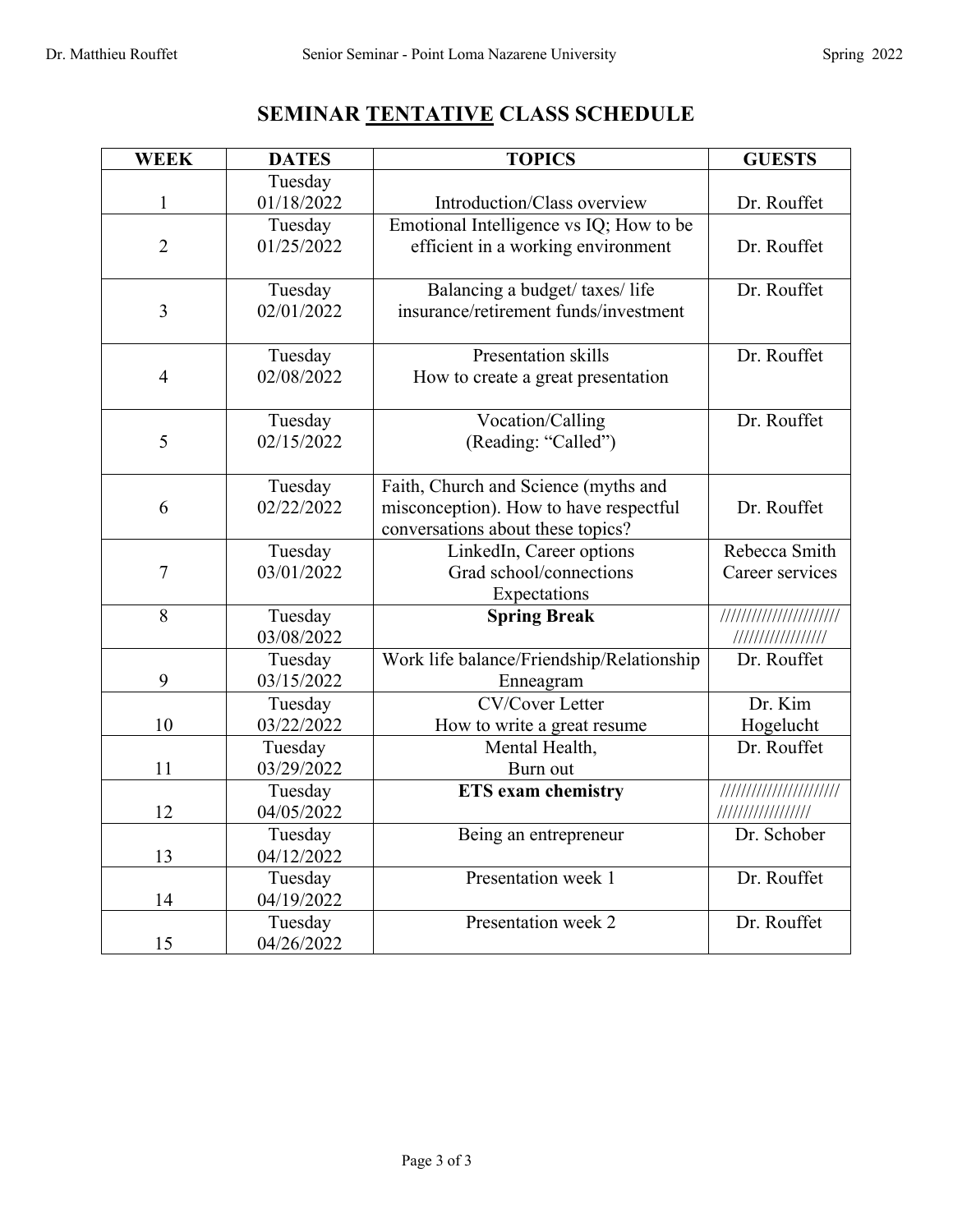# SEMINAR TENTATIVE CLASS SCHEDULE

| WEEK | DATES | TOPICS | GUESTS |
|---|---|---|---|
| 1 | Tuesday 01/18/2022 | Introduction/Class overview | Dr. Rouffet |
| 2 | Tuesday 01/25/2022 | Emotional Intelligence vs IQ; How to be efficient in a working environment | Dr. Rouffet |
| 3 | Tuesday 02/01/2022 | Balancing a budget/ taxes/ life insurance/retirement funds/investment | Dr. Rouffet |
| 4 | Tuesday 02/08/2022 | Presentation skills How to create a great presentation | Dr. Rouffet |
| 5 | Tuesday 02/15/2022 | Vocation/Calling (Reading: "Called") | Dr. Rouffet |
| 6 | Tuesday 02/22/2022 | Faith, Church and Science (myths and misconception). How to have respectful conversations about these topics? | Dr. Rouffet |
| 7 | Tuesday 03/01/2022 | LinkedIn, Career options Grad school/connections Expectations | Rebecca Smith Career services |
| 8 | Tuesday 03/08/2022 | **Spring Break** | /////////////////////////////////////// |
| 9 | Tuesday 03/15/2022 | Work life balance/Friendship/Relationship Enneagram | Dr. Rouffet |
| 10 | Tuesday 03/22/2022 | CV/Cover Letter How to write a great resume | Dr. Kim Hogelucht |
| 11 | Tuesday 03/29/2022 | Mental Health, Burn out | Dr. Rouffet |
| 12 | Tuesday 04/05/2022 | **ETS exam chemistry** | /////////////////////////////////////// |
| 13 | Tuesday 04/12/2022 | Being an entrepreneur | Dr. Schober |
| 14 | Tuesday 04/19/2022 | Presentation week 1 | Dr. Rouffet |
| 15 | Tuesday 04/26/2022 | Presentation week 2 | Dr. Rouffet |